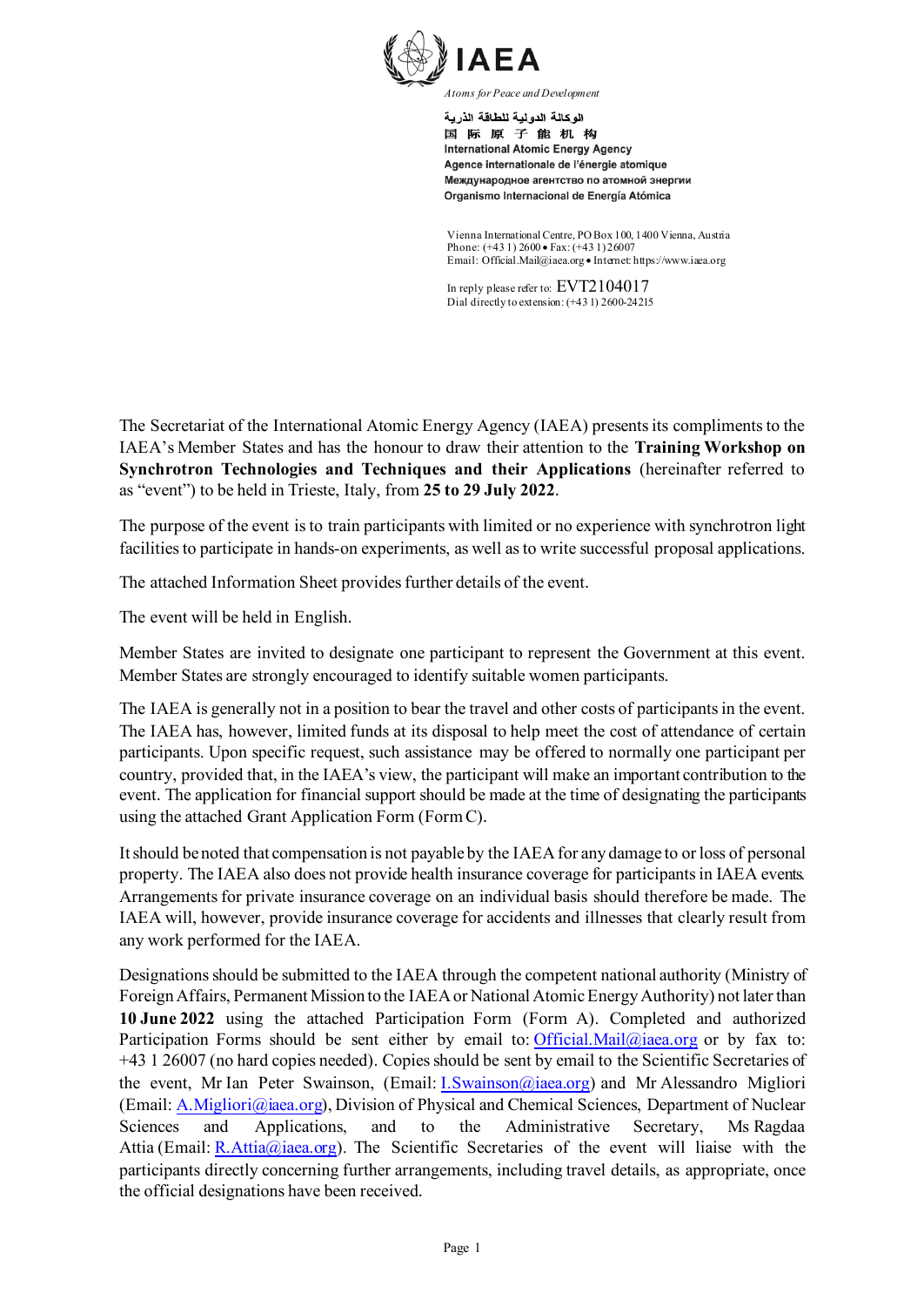**IAEA**

*Atoms for Peace and Development*

الوكالة الدولية للطاقة الذرية
国 际 原 子 能 机 构
International Atomic Energy Agency
Agence internationale de l'énergie atomique
Международное агентство по атомной энергии
Organismo Internacional de Energía Atómica

Vienna International Centre, PO Box 100, 1400 Vienna, Austria
Phone: (+43 1) 2600 • Fax: (+43 1) 26007
Email: Official.Mail@iaea.org • Internet: https://www.iaea.org

In reply please refer to: EVT2104017
Dial directly to extension: (+43 1) 2600-24215

The Secretariat of the International Atomic Energy Agency (IAEA) presents its compliments to the IAEA's Member States and has the honour to draw their attention to the **Training Workshop on Synchrotron Technologies and Techniques and their Applications** (hereinafter referred to as "event") to be held in Trieste, Italy, from **25 to 29 July 2022**.

The purpose of the event is to train participants with limited or no experience with synchrotron light facilities to participate in hands-on experiments, as well as to write successful proposal applications.

The attached Information Sheet provides further details of the event.

The event will be held in English.

Member States are invited to designate one participant to represent the Government at this event. Member States are strongly encouraged to identify suitable women participants.

The IAEA is generally not in a position to bear the travel and other costs of participants in the event. The IAEA has, however, limited funds at its disposal to help meet the cost of attendance of certain participants. Upon specific request, such assistance may be offered to normally one participant per country, provided that, in the IAEA's view, the participant will make an important contribution to the event. The application for financial support should be made at the time of designating the participants using the attached Grant Application Form (Form C).

It should be noted that compensation is not payable by the IAEA for any damage to or loss of personal property. The IAEA also does not provide health insurance coverage for participants in IAEA events. Arrangements for private insurance coverage on an individual basis should therefore be made. The IAEA will, however, provide insurance coverage for accidents and illnesses that clearly result from any work performed for the IAEA.

Designations should be submitted to the IAEA through the competent national authority (Ministry of Foreign Affairs, Permanent Mission to the IAEA or National Atomic Energy Authority) not later than **10 June 2022** using the attached Participation Form (Form A). Completed and authorized Participation Forms should be sent either by email to: Official.Mail@iaea.org or by fax to: +43 1 26007 (no hard copies needed). Copies should be sent by email to the Scientific Secretaries of the event, Mr Ian Peter Swainson, (Email: I.Swainson@iaea.org) and Mr Alessandro Migliori (Email: A.Migliori@iaea.org), Division of Physical and Chemical Sciences, Department of Nuclear Sciences and Applications, and to the Administrative Secretary, Ms Ragdaa Attia (Email: R.Attia@iaea.org). The Scientific Secretaries of the event will liaise with the participants directly concerning further arrangements, including travel details, as appropriate, once the official designations have been received.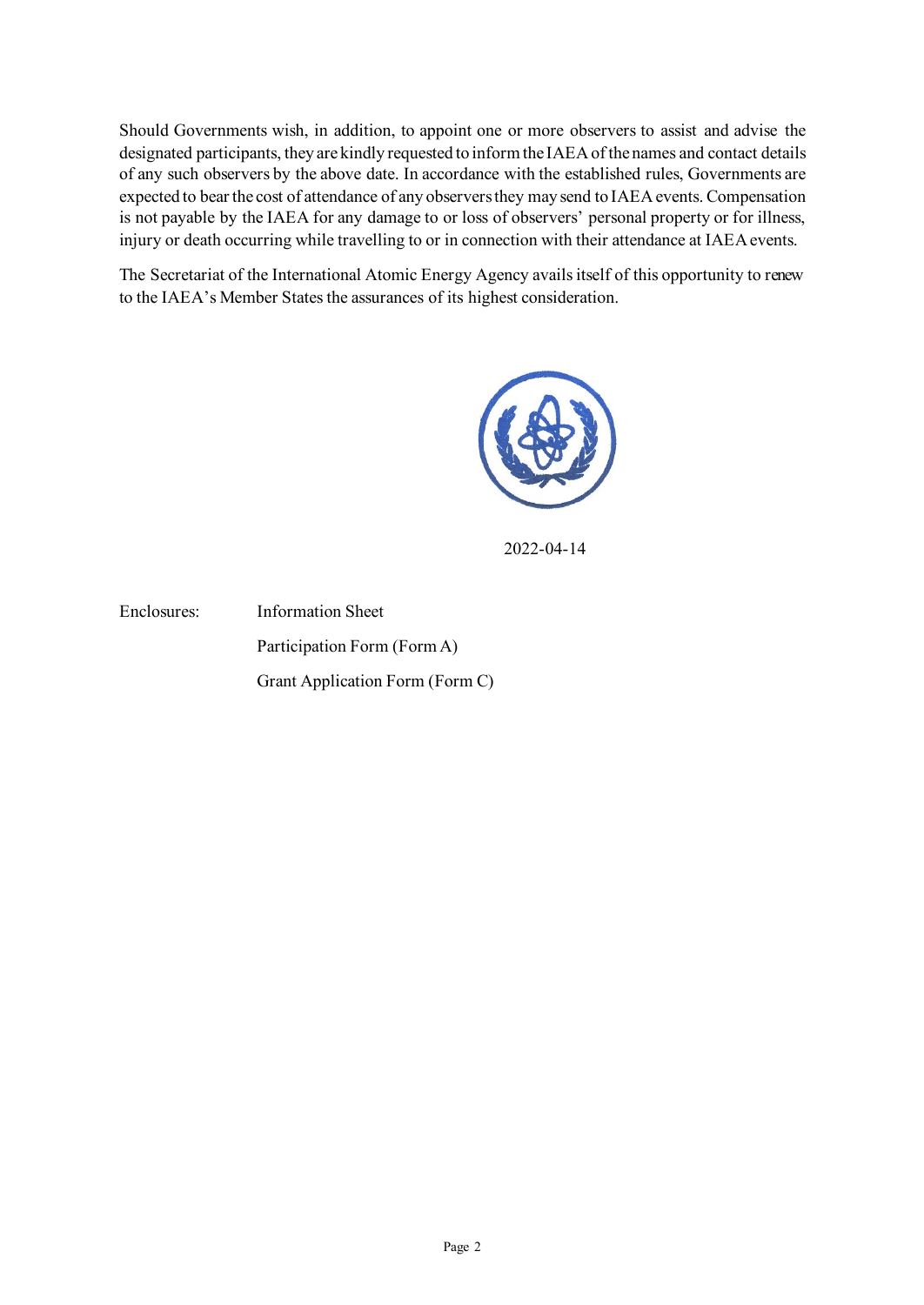Should Governments wish, in addition, to appoint one or more observers to assist and advise the designated participants, they are kindly requested to inform the IAEA of the names and contact details of any such observers by the above date. In accordance with the established rules, Governments are expected to bear the cost of attendance of any observers they may send to IAEA events. Compensation is not payable by the IAEA for any damage to or loss of observers' personal property or for illness, injury or death occurring while travelling to or in connection with their attendance at IAEA events.

The Secretariat of the International Atomic Energy Agency avails itself of this opportunity to renew to the IAEA's Member States the assurances of its highest consideration.

2022-04-14

Enclosures: Information Sheet
Participation Form (Form A)
Grant Application Form (Form C)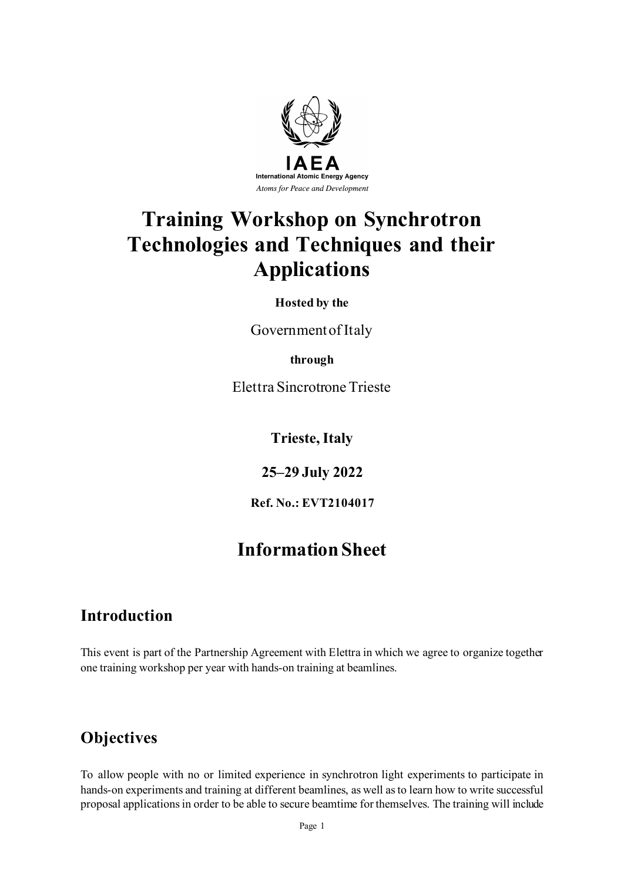IAEA

International Atomic Energy Agency

*Atoms for Peace and Development*

# Training Workshop on Synchrotron Technologies and Techniques and their Applications

**Hosted by the**

Government of Italy

**through**

Elettra Sincrotrone Trieste

**Trieste, Italy**

**25–29 July 2022**

**Ref. No.: EVT2104017**

# Information Sheet

## Introduction

This event is part of the Partnership Agreement with Elettra in which we agree to organize together one training workshop per year with hands-on training at beamlines.

## Objectives

To allow people with no or limited experience in synchrotron light experiments to participate in hands-on experiments and training at different beamlines, as well as to learn how to write successful proposal applications in order to be able to secure beamtime for themselves. The training will include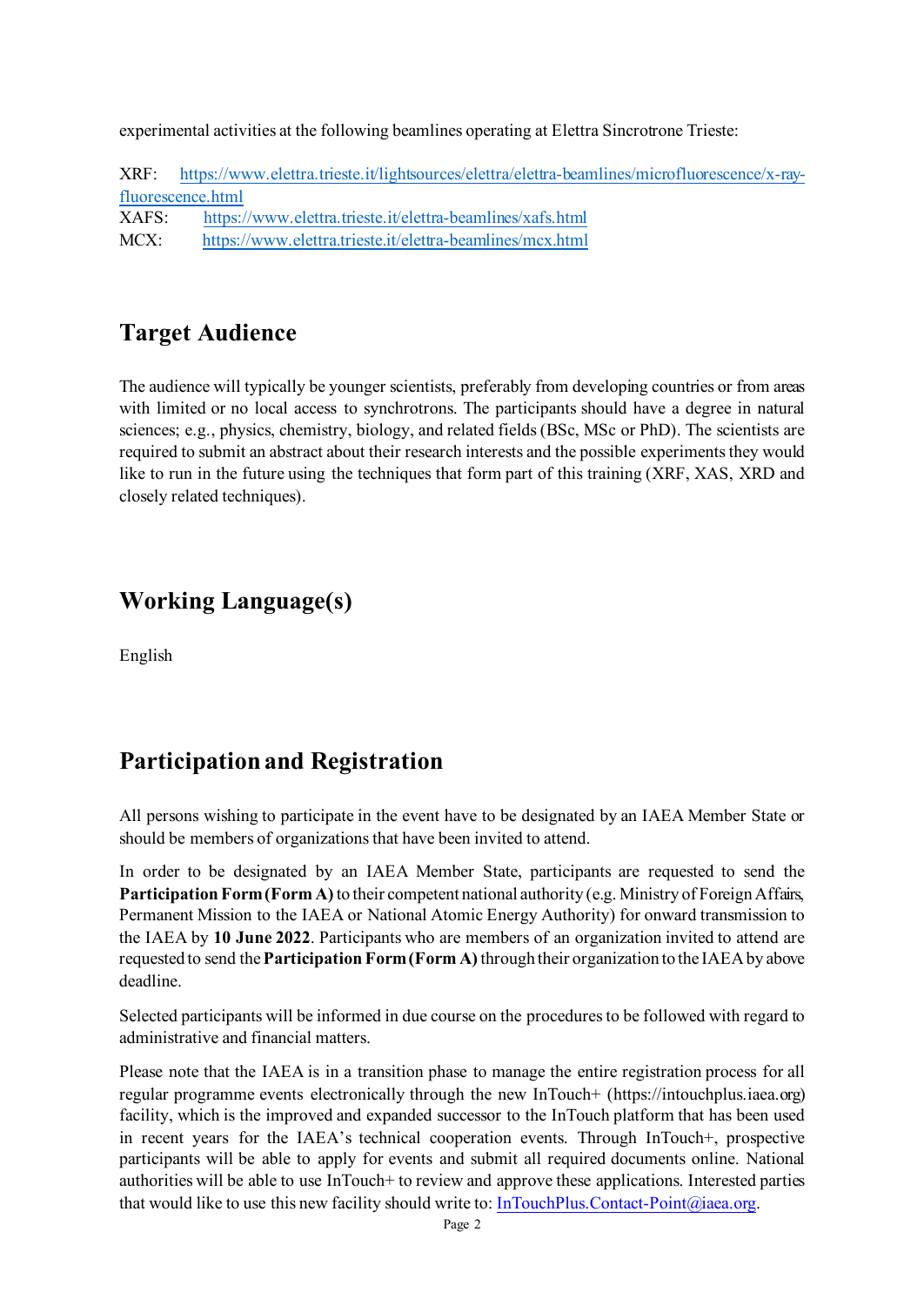experimental activities at the following beamlines operating at Elettra Sincrotrone Trieste:

XRF: [https://www.elettra.trieste.it/lightsources/elettra/elettra-beamlines/microfluorescence/x-ray-fluorescence.html](https://www.elettra.trieste.it/lightsources/elettra/elettra-beamlines/microfluorescence/x-ray-fluorescence.html)
XAFS: [https://www.elettra.trieste.it/elettra-beamlines/xafs.html](https://www.elettra.trieste.it/elettra-beamlines/xafs.html)
MCX: [https://www.elettra.trieste.it/elettra-beamlines/mcx.html](https://www.elettra.trieste.it/elettra-beamlines/mcx.html)

## Target Audience

The audience will typically be younger scientists, preferably from developing countries or from areas with limited or no local access to synchrotrons. The participants should have a degree in natural sciences; e.g., physics, chemistry, biology, and related fields (BSc, MSc or PhD). The scientists are required to submit an abstract about their research interests and the possible experiments they would like to run in the future using the techniques that form part of this training (XRF, XAS, XRD and closely related techniques).

## Working Language(s)

English

## Participation and Registration

All persons wishing to participate in the event have to be designated by an IAEA Member State or should be members of organizations that have been invited to attend.

In order to be designated by an IAEA Member State, participants are requested to send the **Participation Form (Form A)** to their competent national authority (e.g. Ministry of Foreign Affairs, Permanent Mission to the IAEA or National Atomic Energy Authority) for onward transmission to the IAEA by **10 June 2022**. Participants who are members of an organization invited to attend are requested to send the **Participation Form (Form A)** through their organization to the IAEA by above deadline.

Selected participants will be informed in due course on the procedures to be followed with regard to administrative and financial matters.

Please note that the IAEA is in a transition phase to manage the entire registration process for all regular programme events electronically through the new InTouch+ (https://intouchplus.iaea.org) facility, which is the improved and expanded successor to the InTouch platform that has been used in recent years for the IAEA's technical cooperation events. Through InTouch+, prospective participants will be able to apply for events and submit all required documents online. National authorities will be able to use InTouch+ to review and approve these applications. Interested parties that would like to use this new facility should write to: [InTouchPlus.Contact-Point@iaea.org](mailto:InTouchPlus.Contact-Point@iaea.org).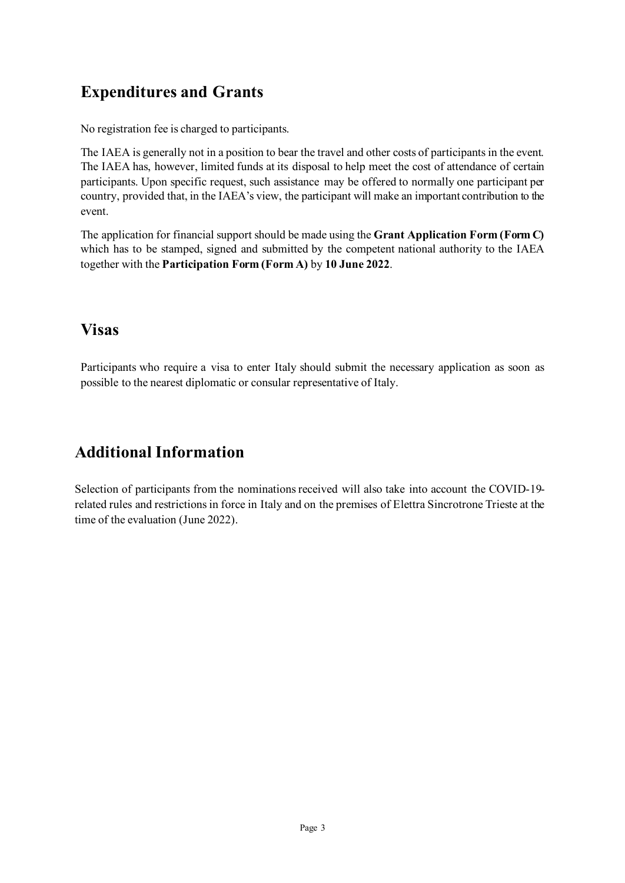## Expenditures and Grants

No registration fee is charged to participants.

The IAEA is generally not in a position to bear the travel and other costs of participants in the event. The IAEA has, however, limited funds at its disposal to help meet the cost of attendance of certain participants. Upon specific request, such assistance may be offered to normally one participant per country, provided that, in the IAEA's view, the participant will make an important contribution to the event.

The application for financial support should be made using the **Grant Application Form (Form C)** which has to be stamped, signed and submitted by the competent national authority to the IAEA together with the **Participation Form (Form A)** by **10 June 2022**.

## Visas

Participants who require a visa to enter Italy should submit the necessary application as soon as possible to the nearest diplomatic or consular representative of Italy.

## Additional Information

Selection of participants from the nominations received will also take into account the COVID-19-related rules and restrictions in force in Italy and on the premises of Elettra Sincrotrone Trieste at the time of the evaluation (June 2022).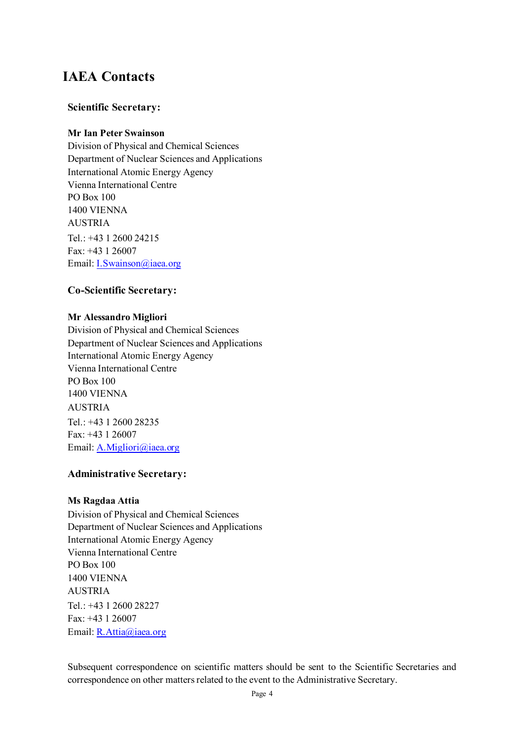# IAEA Contacts

### Scientific Secretary:

**Mr Ian Peter Swainson**
Division of Physical and Chemical Sciences
Department of Nuclear Sciences and Applications
International Atomic Energy Agency
Vienna International Centre
PO Box 100
1400 VIENNA
AUSTRIA
Tel.: +43 1 2600 24215
Fax: +43 1 26007
Email: I.Swainson@iaea.org

### Co-Scientific Secretary:

**Mr Alessandro Migliori**
Division of Physical and Chemical Sciences
Department of Nuclear Sciences and Applications
International Atomic Energy Agency
Vienna International Centre
PO Box 100
1400 VIENNA
AUSTRIA
Tel.: +43 1 2600 28235
Fax: +43 1 26007
Email: A.Migliori@iaea.org

### Administrative Secretary:

**Ms Ragdaa Attia**
Division of Physical and Chemical Sciences
Department of Nuclear Sciences and Applications
International Atomic Energy Agency
Vienna International Centre
PO Box 100
1400 VIENNA
AUSTRIA
Tel.: +43 1 2600 28227
Fax: +43 1 26007
Email: R.Attia@iaea.org

Subsequent correspondence on scientific matters should be sent to the Scientific Secretaries and correspondence on other matters related to the event to the Administrative Secretary.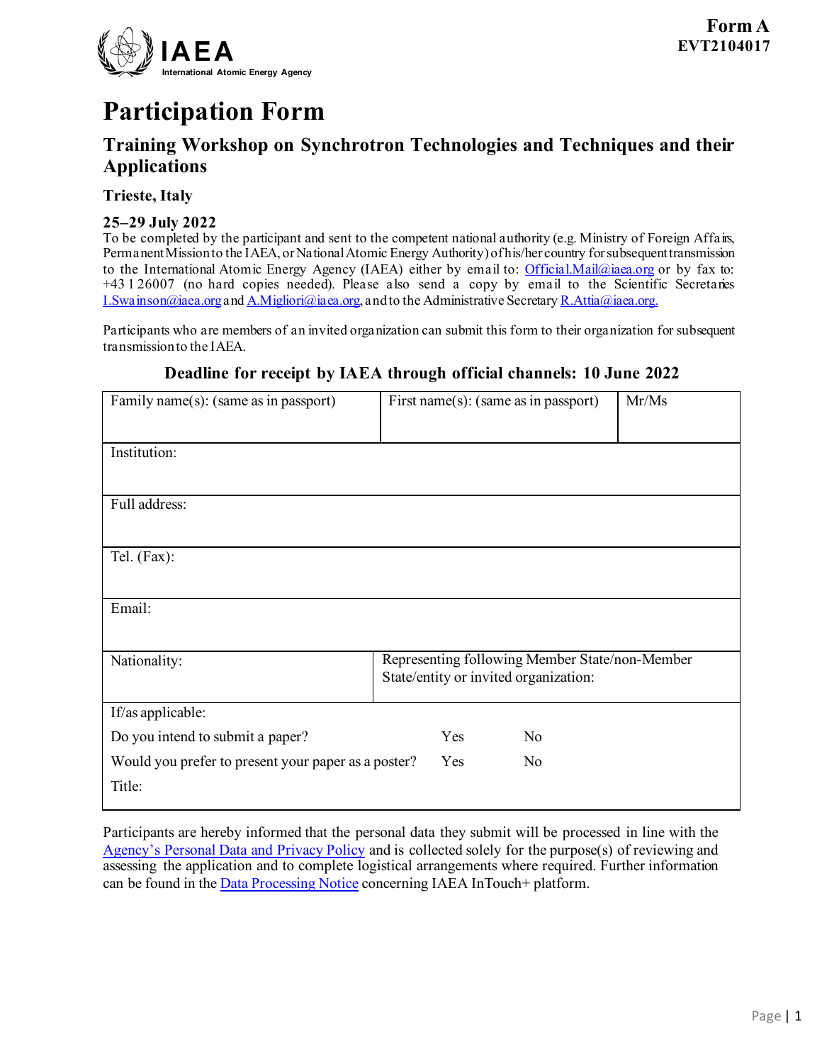**Form A**
**EVT2104017**

# Participation Form

## Training Workshop on Synchrotron Technologies and Techniques and their Applications

### Trieste, Italy

### 25–29 July 2022

To be completed by the participant and sent to the competent national authority (e.g. Ministry of Foreign Affairs, Permanent Mission to the IAEA, or National Atomic Energy Authority) of his/her country for subsequent transmission to the International Atomic Energy Agency (IAEA) either by email to: Official.Mail@iaea.org or by fax to: +43 1 26007 (no hard copies needed). Please also send a copy by email to the Scientific Secretaries I.Swainson@iaea.org and A.Migliori@iaea.org, and to the Administrative Secretary R.Attia@iaea.org.

Participants who are members of an invited organization can submit this form to their organization for subsequent transmission to the IAEA.

**Deadline for receipt by IAEA through official channels: 10 June 2022**

| Family name(s): (same as in passport) | First name(s): (same as in passport) | Mr/Ms |
|---|---|---|
| Institution: | | |
| Full address: | | |
| Tel. (Fax): | | |
| Email: | | |
| Nationality: | Representing following Member State/non-Member State/entity or invited organization: | |

If/as applicable:

Do you intend to submit a paper? Yes No

Would you prefer to present your paper as a poster? Yes No

Title:

Participants are hereby informed that the personal data they submit will be processed in line with the Agency's Personal Data and Privacy Policy and is collected solely for the purpose(s) of reviewing and assessing the application and to complete logistical arrangements where required. Further information can be found in the Data Processing Notice concerning IAEA InTouch+ platform.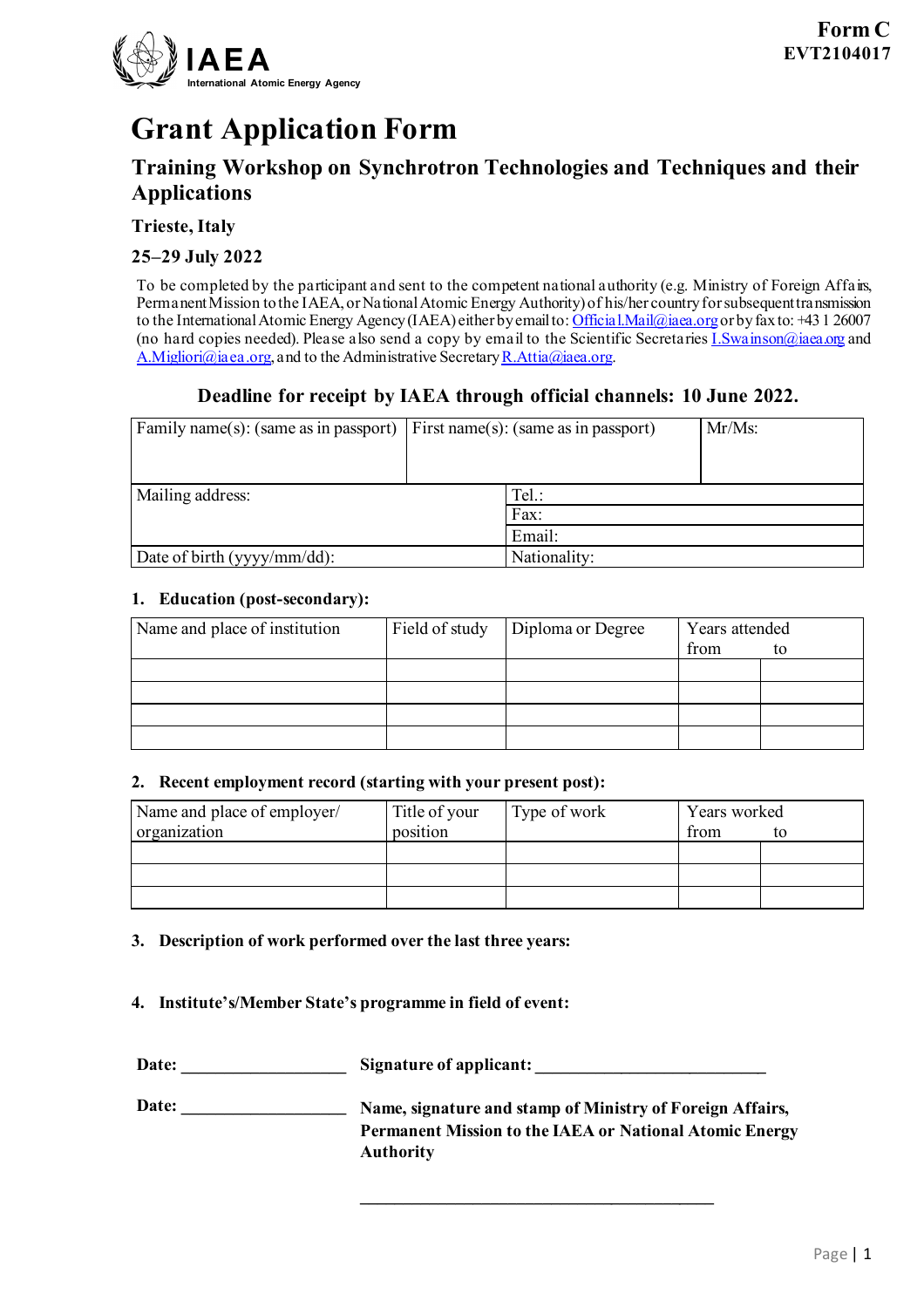IAEA
International Atomic Energy Agency

**Form C**
**EVT2104017**

# Grant Application Form

## Training Workshop on Synchrotron Technologies and Techniques and their Applications

### Trieste, Italy

### 25–29 July 2022

To be completed by the participant and sent to the competent national authority (e.g. Ministry of Foreign Affairs, Permanent Mission to the IAEA, or National Atomic Energy Authority) of his/her country for subsequent transmission to the International Atomic Energy Agency (IAEA) either by email to: Official.Mail@iaea.org or by fax to: +43 1 26007 (no hard copies needed). Please also send a copy by email to the Scientific Secretaries I.Swainson@iaea.org and A.Migliori@iaea.org, and to the Administrative Secretary R.Attia@iaea.org.

**Deadline for receipt by IAEA through official channels: 10 June 2022.**

| | | |
|---|---|---|
| Family name(s): (same as in passport) | First name(s): (same as in passport) | Mr/Ms: |
| Mailing address: | Tel.: | |
| | Fax: | |
| | Email: | |
| Date of birth (yyyy/mm/dd): | Nationality: | |

**1. Education (post-secondary):**

| Name and place of institution | Field of study | Diploma or Degree | Years attended from | to |
|---|---|---|---|---|
| | | | | |
| | | | | |
| | | | | |
| | | | | |

**2. Recent employment record (starting with your present post):**

| Name and place of employer/ organization | Title of your position | Type of work | Years worked from | to |
|---|---|---|---|---|
| | | | | |
| | | | | |
| | | | | |

**3. Description of work performed over the last three years:**

**4. Institute's/Member State's programme in field of event:**

**Date:** ___________________ **Signature of applicant:** ___________________________

**Date:** ___________________ **Name, signature and stamp of Ministry of Foreign Affairs, Permanent Mission to the IAEA or National Atomic Energy Authority**

________________________________________